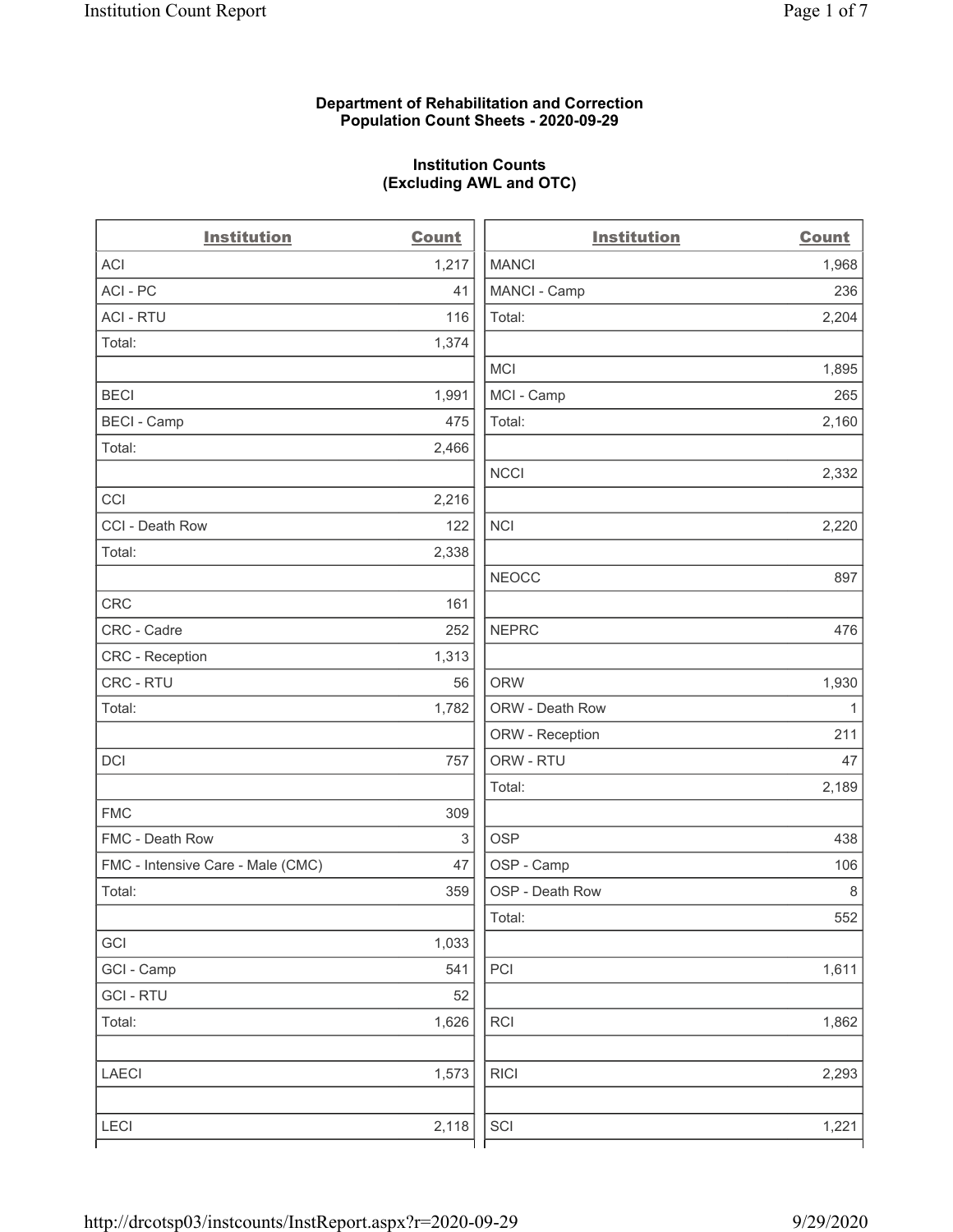**Department of Rehabilitation and Correction**
**Population Count Sheets - 2020-09-29**

**Institution Counts**
**(Excluding AWL and OTC)**

| Institution | Count |
|---|---|
| ACI | 1,217 |
| ACI - PC | 41 |
| ACI - RTU | 116 |
| Total: | 1,374 |
| | |
| BECI | 1,991 |
| BECI - Camp | 475 |
| Total: | 2,466 |
| | |
| CCI | 2,216 |
| CCI - Death Row | 122 |
| Total: | 2,338 |
| | |
| CRC | 161 |
| CRC - Cadre | 252 |
| CRC - Reception | 1,313 |
| CRC - RTU | 56 |
| Total: | 1,782 |
| | |
| DCI | 757 |
| | |
| FMC | 309 |
| FMC - Death Row | 3 |
| FMC - Intensive Care - Male (CMC) | 47 |
| Total: | 359 |
| | |
| GCI | 1,033 |
| GCI - Camp | 541 |
| GCI - RTU | 52 |
| Total: | 1,626 |
| | |
| LAECI | 1,573 |
| | |
| LECI | 2,118 |

| Institution | Count |
|---|---|
| MANCI | 1,968 |
| MANCI - Camp | 236 |
| Total: | 2,204 |
| | |
| MCI | 1,895 |
| MCI - Camp | 265 |
| Total: | 2,160 |
| | |
| NCCI | 2,332 |
| | |
| NCI | 2,220 |
| | |
| NEOCC | 897 |
| | |
| NEPRC | 476 |
| | |
| ORW | 1,930 |
| ORW - Death Row | 1 |
| ORW - Reception | 211 |
| ORW - RTU | 47 |
| Total: | 2,189 |
| | |
| OSP | 438 |
| OSP - Camp | 106 |
| OSP - Death Row | 8 |
| Total: | 552 |
| | |
| PCI | 1,611 |
| | |
| RCI | 1,862 |
| | |
| RICI | 2,293 |
| | |
| SCI | 1,221 |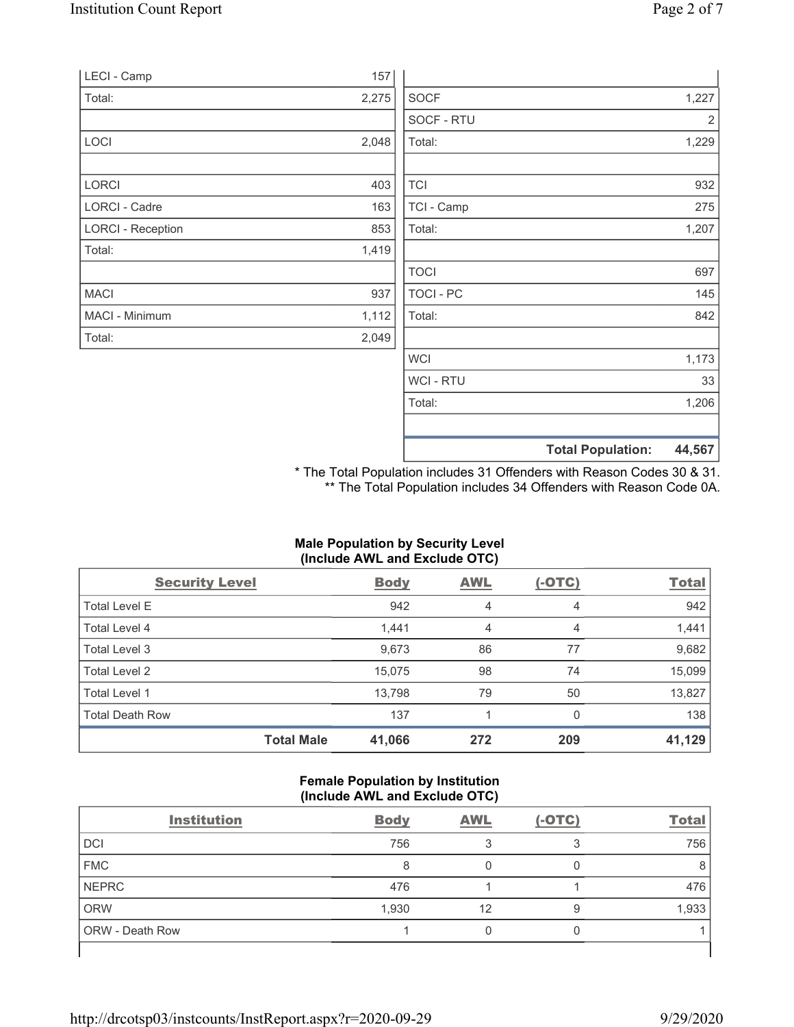| | |
|---|---|
| LECI - Camp | 157 |
| Total: | 2,275 |
| | |
| LOCI | 2,048 |
| | |
| LORCI | 403 |
| LORCI - Cadre | 163 |
| LORCI - Reception | 853 |
| Total: | 1,419 |
| | |
| MACI | 937 |
| MACI - Minimum | 1,112 |
| Total: | 2,049 |

| | |
|---|---|
| SOCF | 1,227 |
| SOCF - RTU | 2 |
| Total: | 1,229 |
| | |
| TCI | 932 |
| TCI - Camp | 275 |
| Total: | 1,207 |
| | |
| TOCI | 697 |
| TOCI - PC | 145 |
| Total: | 842 |
| | |
| WCI | 1,173 |
| WCI - RTU | 33 |
| Total: | 1,206 |
| | |
| **Total Population:** | **44,567** |

\* The Total Population includes 31 Offenders with Reason Codes 30 & 31.
\** The Total Population includes 34 Offenders with Reason Code 0A.

**Male Population by Security Level (Include AWL and Exclude OTC)**

| Security Level | Body | AWL | (-OTC) | Total |
|---|---|---|---|---|
| Total Level E | 942 | 4 | 4 | 942 |
| Total Level 4 | 1,441 | 4 | 4 | 1,441 |
| Total Level 3 | 9,673 | 86 | 77 | 9,682 |
| Total Level 2 | 15,075 | 98 | 74 | 15,099 |
| Total Level 1 | 13,798 | 79 | 50 | 13,827 |
| Total Death Row | 137 | 1 | 0 | 138 |
| **Total Male** | **41,066** | **272** | **209** | **41,129** |

**Female Population by Institution (Include AWL and Exclude OTC)**

| Institution | Body | AWL | (-OTC) | Total |
|---|---|---|---|---|
| DCI | 756 | 3 | 3 | 756 |
| FMC | 8 | 0 | 0 | 8 |
| NEPRC | 476 | 1 | 1 | 476 |
| ORW | 1,930 | 12 | 9 | 1,933 |
| ORW - Death Row | 1 | 0 | 0 | 1 |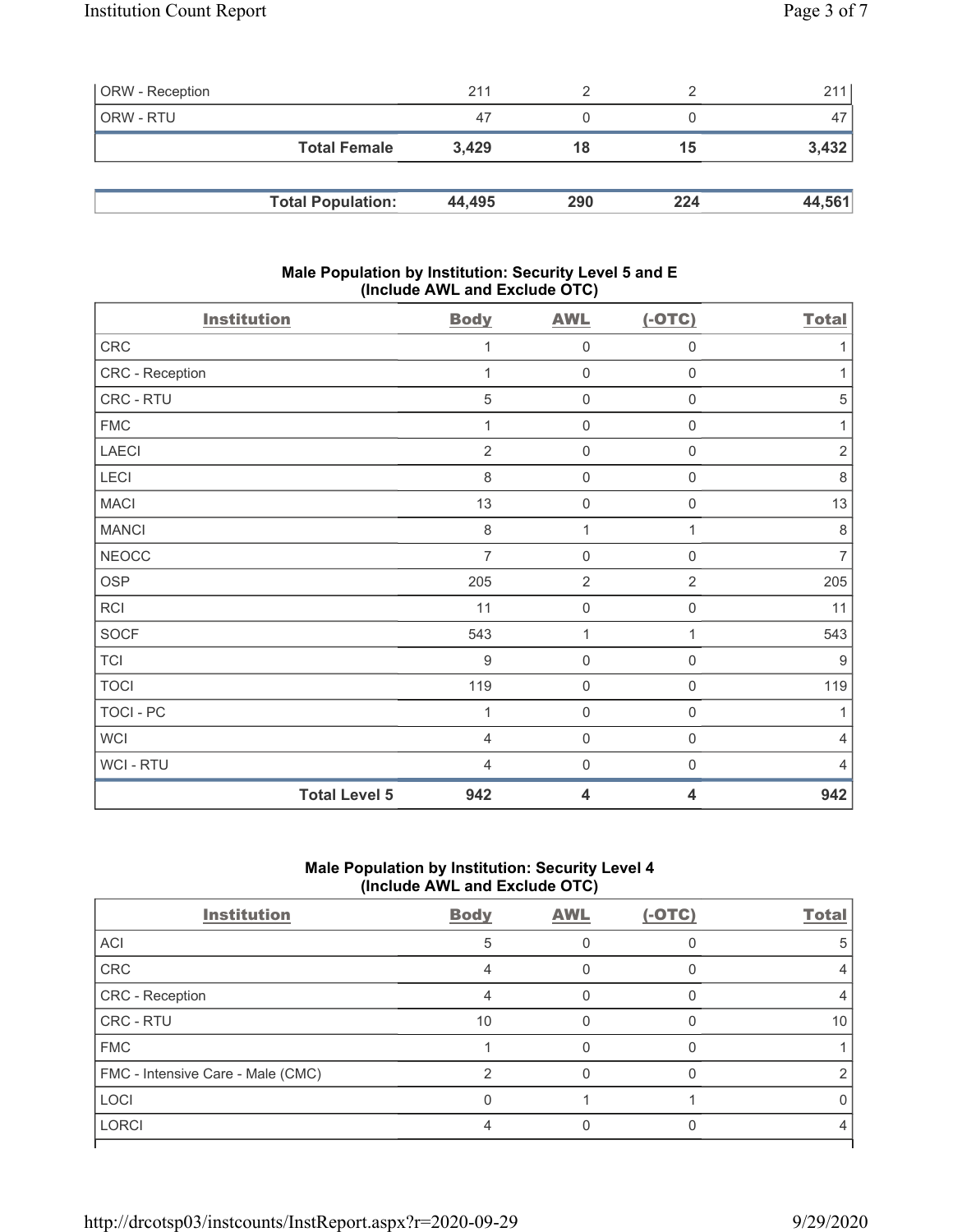| | | | | |
|---|---|---|---|---|
| ORW - Reception | 211 | 2 | 2 | 211 |
| ORW - RTU | 47 | 0 | 0 | 47 |
| **Total Female** | **3,429** | **18** | **15** | **3,432** |

| | | | | |
|---|---|---|---|---|
| **Total Population:** | **44,495** | **290** | **224** | **44,561** |

### Male Population by Institution: Security Level 5 and E (Include AWL and Exclude OTC)

| Institution | Body | AWL | (-OTC) | Total |
|---|---|---|---|---|
| CRC | 1 | 0 | 0 | 1 |
| CRC - Reception | 1 | 0 | 0 | 1 |
| CRC - RTU | 5 | 0 | 0 | 5 |
| FMC | 1 | 0 | 0 | 1 |
| LAECI | 2 | 0 | 0 | 2 |
| LECI | 8 | 0 | 0 | 8 |
| MACI | 13 | 0 | 0 | 13 |
| MANCI | 8 | 1 | 1 | 8 |
| NEOCC | 7 | 0 | 0 | 7 |
| OSP | 205 | 2 | 2 | 205 |
| RCI | 11 | 0 | 0 | 11 |
| SOCF | 543 | 1 | 1 | 543 |
| TCI | 9 | 0 | 0 | 9 |
| TOCI | 119 | 0 | 0 | 119 |
| TOCI - PC | 1 | 0 | 0 | 1 |
| WCI | 4 | 0 | 0 | 4 |
| WCI - RTU | 4 | 0 | 0 | 4 |
| **Total Level 5** | **942** | **4** | **4** | **942** |

### Male Population by Institution: Security Level 4 (Include AWL and Exclude OTC)

| Institution | Body | AWL | (-OTC) | Total |
|---|---|---|---|---|
| ACI | 5 | 0 | 0 | 5 |
| CRC | 4 | 0 | 0 | 4 |
| CRC - Reception | 4 | 0 | 0 | 4 |
| CRC - RTU | 10 | 0 | 0 | 10 |
| FMC | 1 | 0 | 0 | 1 |
| FMC - Intensive Care - Male (CMC) | 2 | 0 | 0 | 2 |
| LOCI | 0 | 1 | 1 | 0 |
| LORCI | 4 | 0 | 0 | 4 |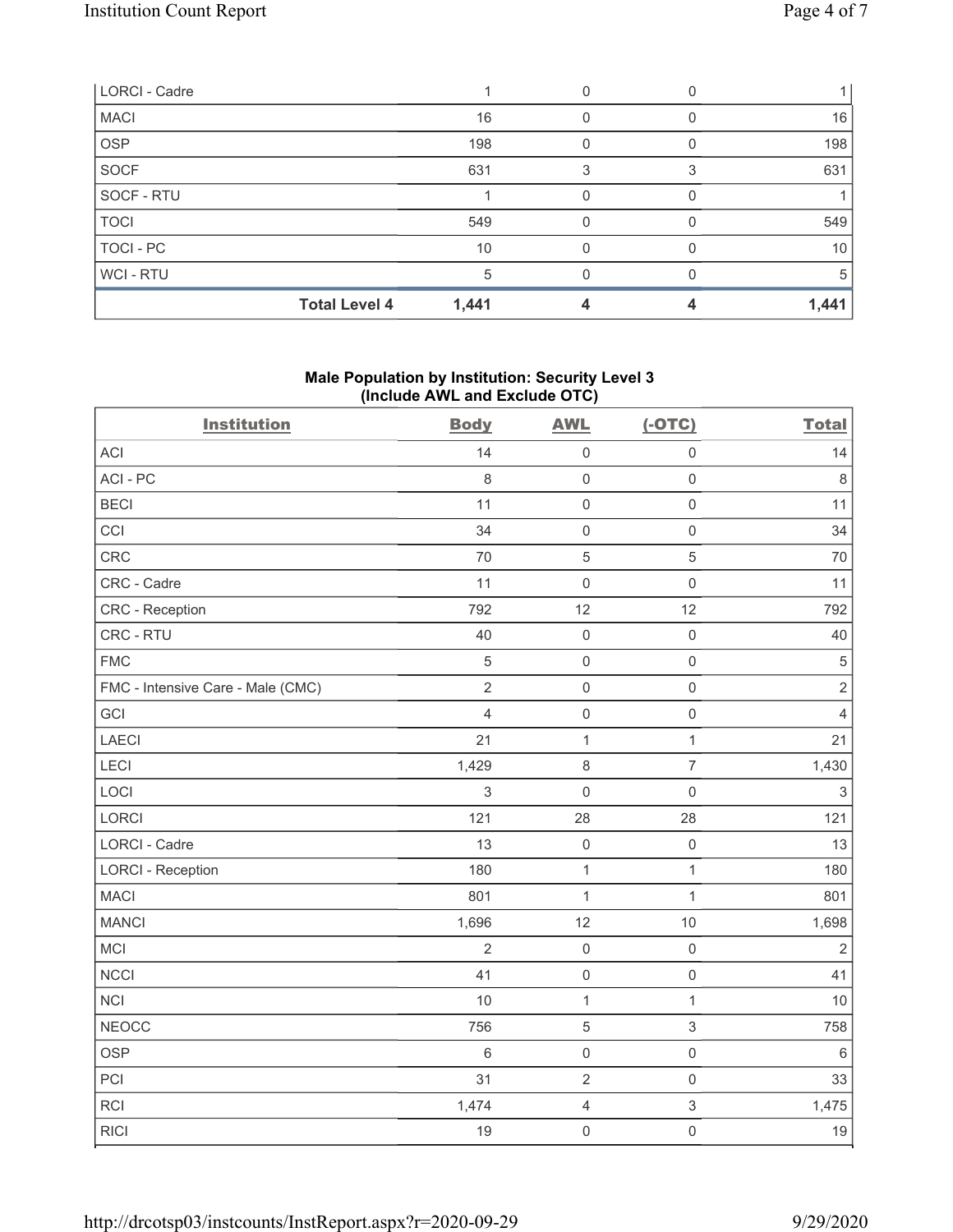| LORCI - Cadre | 1 | 0 | 0 | 1 |
|---|---|---|---|---|
| MACI | 16 | 0 | 0 | 16 |
| OSP | 198 | 0 | 0 | 198 |
| SOCF | 631 | 3 | 3 | 631 |
| SOCF - RTU | 1 | 0 | 0 | 1 |
| TOCI | 549 | 0 | 0 | 549 |
| TOCI - PC | 10 | 0 | 0 | 10 |
| WCI - RTU | 5 | 0 | 0 | 5 |
| **Total Level 4** | **1,441** | **4** | **4** | **1,441** |

### Male Population by Institution: Security Level 3 (Include AWL and Exclude OTC)

| Institution | Body | AWL | (-OTC) | Total |
|---|---|---|---|---|
| ACI | 14 | 0 | 0 | 14 |
| ACI - PC | 8 | 0 | 0 | 8 |
| BECI | 11 | 0 | 0 | 11 |
| CCI | 34 | 0 | 0 | 34 |
| CRC | 70 | 5 | 5 | 70 |
| CRC - Cadre | 11 | 0 | 0 | 11 |
| CRC - Reception | 792 | 12 | 12 | 792 |
| CRC - RTU | 40 | 0 | 0 | 40 |
| FMC | 5 | 0 | 0 | 5 |
| FMC - Intensive Care - Male (CMC) | 2 | 0 | 0 | 2 |
| GCI | 4 | 0 | 0 | 4 |
| LAECI | 21 | 1 | 1 | 21 |
| LECI | 1,429 | 8 | 7 | 1,430 |
| LOCI | 3 | 0 | 0 | 3 |
| LORCI | 121 | 28 | 28 | 121 |
| LORCI - Cadre | 13 | 0 | 0 | 13 |
| LORCI - Reception | 180 | 1 | 1 | 180 |
| MACI | 801 | 1 | 1 | 801 |
| MANCI | 1,696 | 12 | 10 | 1,698 |
| MCI | 2 | 0 | 0 | 2 |
| NCCI | 41 | 0 | 0 | 41 |
| NCI | 10 | 1 | 1 | 10 |
| NEOCC | 756 | 5 | 3 | 758 |
| OSP | 6 | 0 | 0 | 6 |
| PCI | 31 | 2 | 0 | 33 |
| RCI | 1,474 | 4 | 3 | 1,475 |
| RICI | 19 | 0 | 0 | 19 |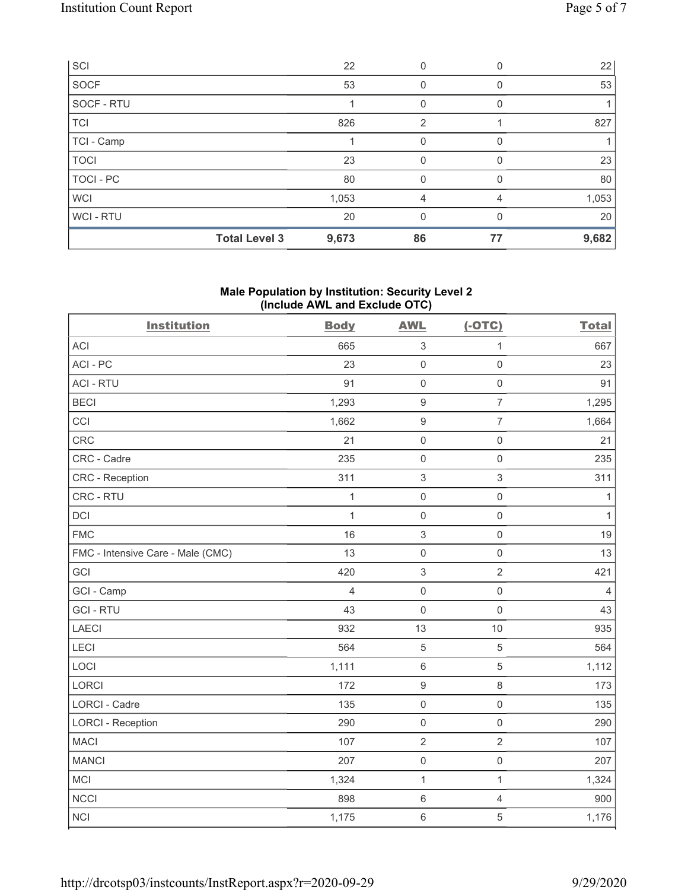| SCI | 22 | 0 | 0 | 22 |
|---|---|---|---|---|
| SOCF | 53 | 0 | 0 | 53 |
| SOCF - RTU | 1 | 0 | 0 | 1 |
| TCI | 826 | 2 | 1 | 827 |
| TCI - Camp | 1 | 0 | 0 | 1 |
| TOCI | 23 | 0 | 0 | 23 |
| TOCI - PC | 80 | 0 | 0 | 80 |
| WCI | 1,053 | 4 | 4 | 1,053 |
| WCI - RTU | 20 | 0 | 0 | 20 |
| **Total Level 3** | **9,673** | **86** | **77** | **9,682** |

### Male Population by Institution: Security Level 2 (Include AWL and Exclude OTC)

| Institution | Body | AWL | (-OTC) | Total |
|---|---|---|---|---|
| ACI | 665 | 3 | 1 | 667 |
| ACI - PC | 23 | 0 | 0 | 23 |
| ACI - RTU | 91 | 0 | 0 | 91 |
| BECI | 1,293 | 9 | 7 | 1,295 |
| CCI | 1,662 | 9 | 7 | 1,664 |
| CRC | 21 | 0 | 0 | 21 |
| CRC - Cadre | 235 | 0 | 0 | 235 |
| CRC - Reception | 311 | 3 | 3 | 311 |
| CRC - RTU | 1 | 0 | 0 | 1 |
| DCI | 1 | 0 | 0 | 1 |
| FMC | 16 | 3 | 0 | 19 |
| FMC - Intensive Care - Male (CMC) | 13 | 0 | 0 | 13 |
| GCI | 420 | 3 | 2 | 421 |
| GCI - Camp | 4 | 0 | 0 | 4 |
| GCI - RTU | 43 | 0 | 0 | 43 |
| LAECI | 932 | 13 | 10 | 935 |
| LECI | 564 | 5 | 5 | 564 |
| LOCI | 1,111 | 6 | 5 | 1,112 |
| LORCI | 172 | 9 | 8 | 173 |
| LORCI - Cadre | 135 | 0 | 0 | 135 |
| LORCI - Reception | 290 | 0 | 0 | 290 |
| MACI | 107 | 2 | 2 | 107 |
| MANCI | 207 | 0 | 0 | 207 |
| MCI | 1,324 | 1 | 1 | 1,324 |
| NCCI | 898 | 6 | 4 | 900 |
| NCI | 1,175 | 6 | 5 | 1,176 |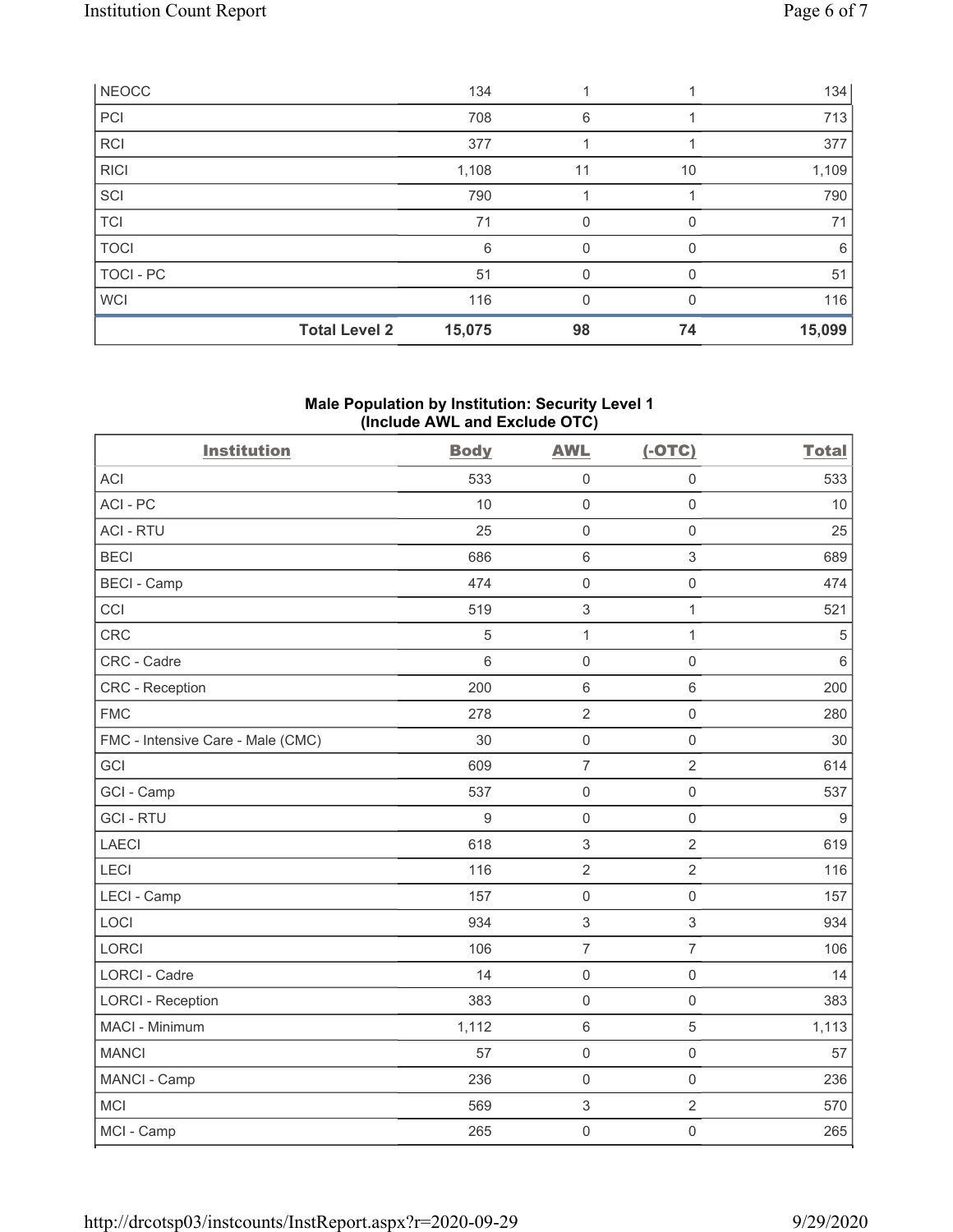| NEOCC | | 134 | 1 | 1 | 134 |
|---|---|---|---|---|---|
| PCI | | 708 | 6 | 1 | 713 |
| RCI | | 377 | 1 | 1 | 377 |
| RICI | | 1,108 | 11 | 10 | 1,109 |
| SCI | | 790 | 1 | 1 | 790 |
| TCI | | 71 | 0 | 0 | 71 |
| TOCI | | 6 | 0 | 0 | 6 |
| TOCI - PC | | 51 | 0 | 0 | 51 |
| WCI | | 116 | 0 | 0 | 116 |
| | **Total Level 2** | **15,075** | **98** | **74** | **15,099** |

### Male Population by Institution: Security Level 1 (Include AWL and Exclude OTC)

| Institution | Body | AWL | (-OTC) | Total |
|---|---|---|---|---|
| ACI | 533 | 0 | 0 | 533 |
| ACI - PC | 10 | 0 | 0 | 10 |
| ACI - RTU | 25 | 0 | 0 | 25 |
| BECI | 686 | 6 | 3 | 689 |
| BECI - Camp | 474 | 0 | 0 | 474 |
| CCI | 519 | 3 | 1 | 521 |
| CRC | 5 | 1 | 1 | 5 |
| CRC - Cadre | 6 | 0 | 0 | 6 |
| CRC - Reception | 200 | 6 | 6 | 200 |
| FMC | 278 | 2 | 0 | 280 |
| FMC - Intensive Care - Male (CMC) | 30 | 0 | 0 | 30 |
| GCI | 609 | 7 | 2 | 614 |
| GCI - Camp | 537 | 0 | 0 | 537 |
| GCI - RTU | 9 | 0 | 0 | 9 |
| LAECI | 618 | 3 | 2 | 619 |
| LECI | 116 | 2 | 2 | 116 |
| LECI - Camp | 157 | 0 | 0 | 157 |
| LOCI | 934 | 3 | 3 | 934 |
| LORCI | 106 | 7 | 7 | 106 |
| LORCI - Cadre | 14 | 0 | 0 | 14 |
| LORCI - Reception | 383 | 0 | 0 | 383 |
| MACI - Minimum | 1,112 | 6 | 5 | 1,113 |
| MANCI | 57 | 0 | 0 | 57 |
| MANCI - Camp | 236 | 0 | 0 | 236 |
| MCI | 569 | 3 | 2 | 570 |
| MCI - Camp | 265 | 0 | 0 | 265 |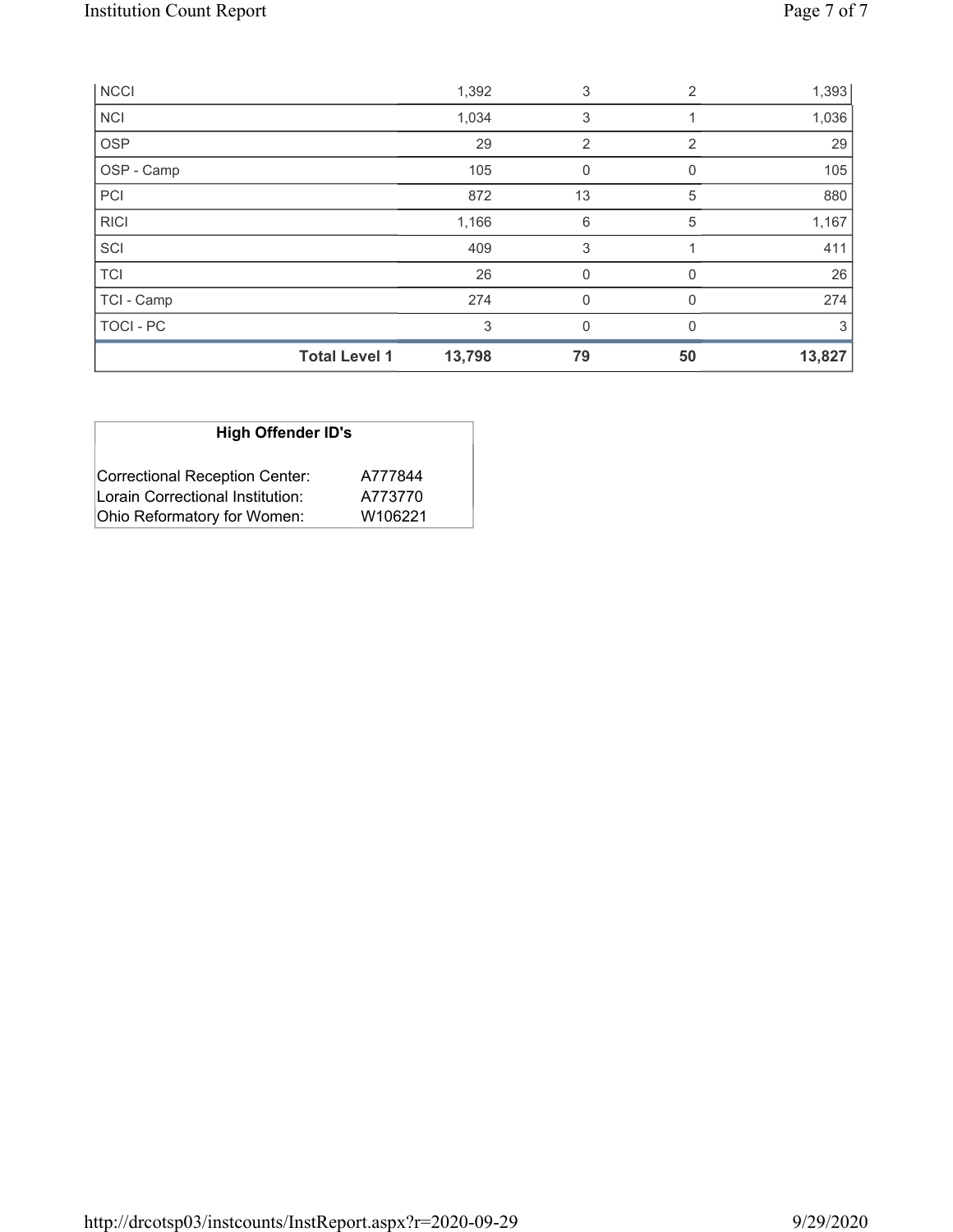| | | | | |
|---|---|---|---|---|
| NCCI | 1,392 | 3 | 2 | 1,393 |
| NCI | 1,034 | 3 | 1 | 1,036 |
| OSP | 29 | 2 | 2 | 29 |
| OSP - Camp | 105 | 0 | 0 | 105 |
| PCI | 872 | 13 | 5 | 880 |
| RICI | 1,166 | 6 | 5 | 1,167 |
| SCI | 409 | 3 | 1 | 411 |
| TCI | 26 | 0 | 0 | 26 |
| TCI - Camp | 274 | 0 | 0 | 274 |
| TOCI - PC | 3 | 0 | 0 | 3 |
| **Total Level 1** | **13,798** | **79** | **50** | **13,827** |

| High Offender ID's | |
|---|---|
| Correctional Reception Center: | A777844 |
| Lorain Correctional Institution: | A773770 |
| Ohio Reformatory for Women: | W106221 |